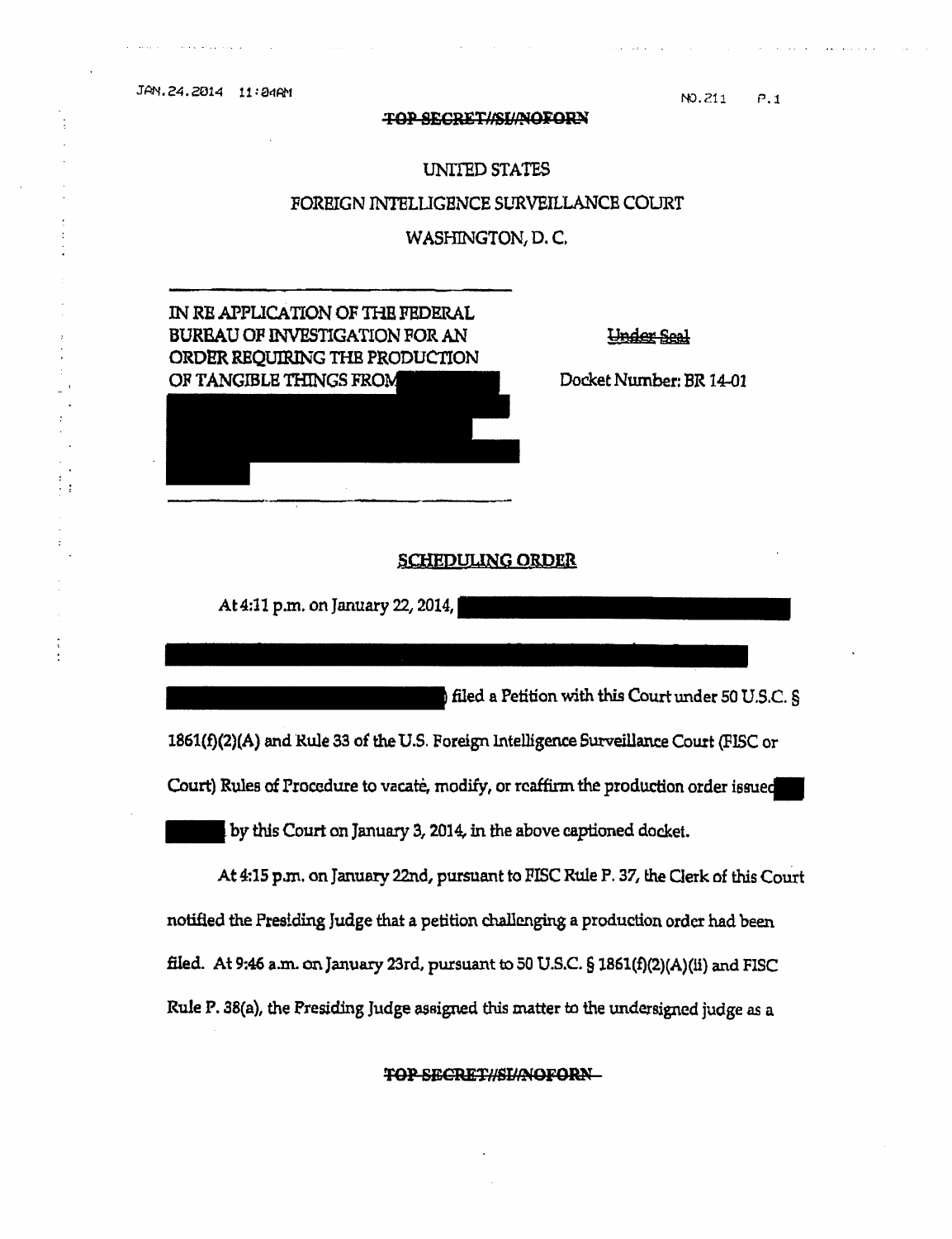~~TOP SECRET//SI//NOFORN~~

UNITED STATES

FOREIGN INTELLIGENCE SURVEILLANCE COURT

WASHINGTON, D. C.

IN RE APPLICATION OF THE FEDERAL BUREAU OF INVESTIGATION FOR AN ORDER REQUIRING THE PRODUCTION OF TANGIBLE THINGS FROM [REDACTED]

~~Under Seal~~

Docket Number: BR 14-01

## SCHEDULING ORDER

At 4:11 p.m. on January 22, 2014, [REDACTED] filed a Petition with this Court under 50 U.S.C. § 1861(f)(2)(A) and Rule 33 of the U.S. Foreign Intelligence Surveillance Court (FISC or Court) Rules of Procedure to vacate, modify, or reaffirm the production order issued [REDACTED] by this Court on January 3, 2014, in the above captioned docket.

At 4:15 p.m. on January 22nd, pursuant to FISC Rule P. 37, the Clerk of this Court notified the Presiding Judge that a petition challenging a production order had been filed. At 9:46 a.m. on January 23rd, pursuant to 50 U.S.C. § 1861(f)(2)(A)(ii) and FISC Rule P. 38(a), the Presiding Judge assigned this matter to the undersigned judge as a

~~TOP SECRET//SI//NOFORN~~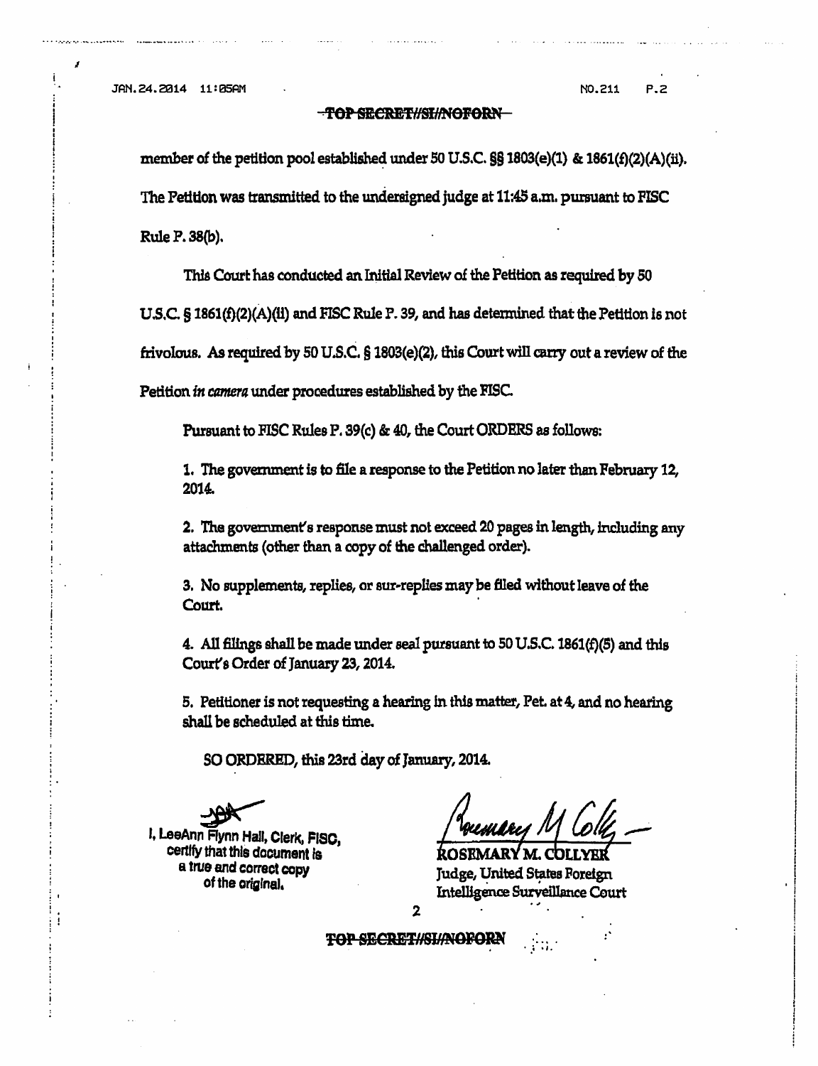member of the petition pool established under 50 U.S.C. §§ 1803(e)(1) & 1861(f)(2)(A)(ii). The Petition was transmitted to the undersigned judge at 11:45 a.m. pursuant to FISC Rule P. 38(b).

This Court has conducted an Initial Review of the Petition as required by 50 U.S.C. § 1861(f)(2)(A)(ii) and FISC Rule P. 39, and has determined that the Petition is not frivolous. As required by 50 U.S.C. § 1803(e)(2), this Court will carry out a review of the Petition *in camera* under procedures established by the FISC.

Pursuant to FISC Rules P. 39(c) & 40, the Court ORDERS as follows:

1. The government is to file a response to the Petition no later than February 12, 2014.

2. The government's response must not exceed 20 pages in length, including any attachments (other than a copy of the challenged order).

3. No supplements, replies, or sur-replies may be filed without leave of the Court.

4. All filings shall be made under seal pursuant to 50 U.S.C. 1861(f)(5) and this Court's Order of January 23, 2014.

5. Petitioner is not requesting a hearing in this matter, Pet. at 4, and no hearing shall be scheduled at this time.

SO ORDERED, this 23rd day of January, 2014.

I, LeeAnn Flynn Hall, Clerk, FISC, certify that this document is a true and correct copy of the original.

ROSEMARY M. COLLYER
Judge, United States Foreign Intelligence Surveillance Court